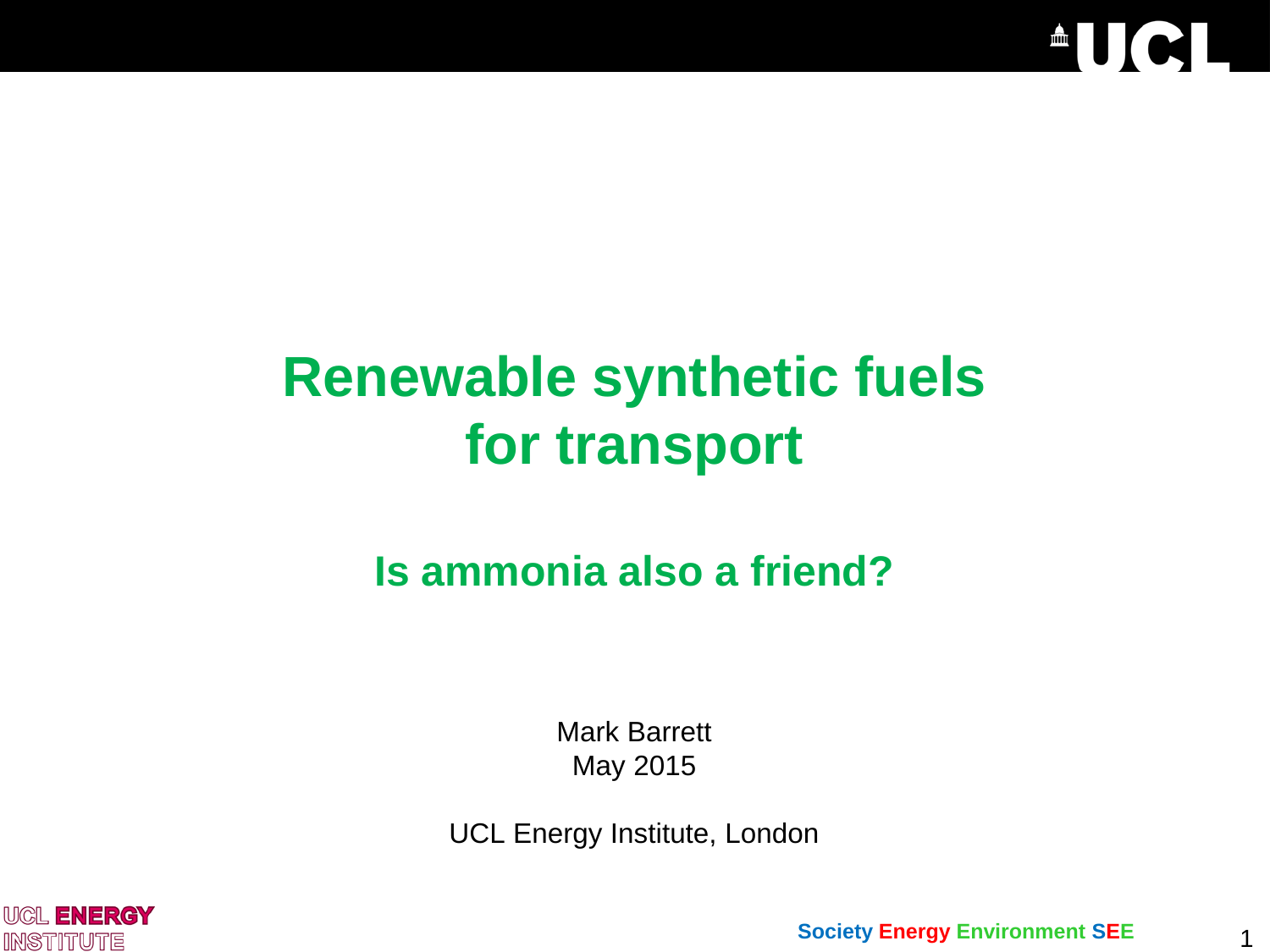# Renewable synthetic fuels for transport

## Is ammonia also a friend?

Mark Barrett
May 2015

UCL Energy Institute, London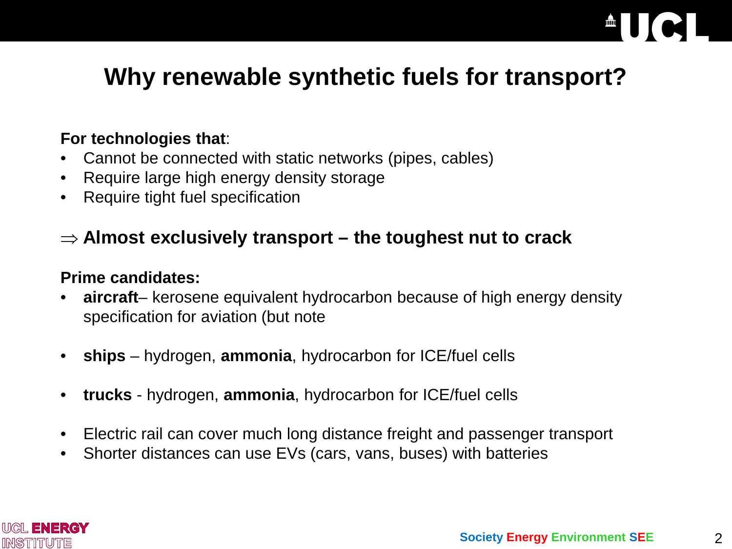# Why renewable synthetic fuels for transport?

**For technologies that**:

- Cannot be connected with static networks (pipes, cables)
- Require large high energy density storage
- Require tight fuel specification

$\Rightarrow$ **Almost exclusively transport – the toughest nut to crack**

**Prime candidates:**

- **aircraft**– kerosene equivalent hydrocarbon because of high energy density specification for aviation (but note
- **ships** – hydrogen, **ammonia**, hydrocarbon for ICE/fuel cells
- **trucks** - hydrogen, **ammonia**, hydrocarbon for ICE/fuel cells
- Electric rail can cover much long distance freight and passenger transport
- Shorter distances can use EVs (cars, vans, buses) with batteries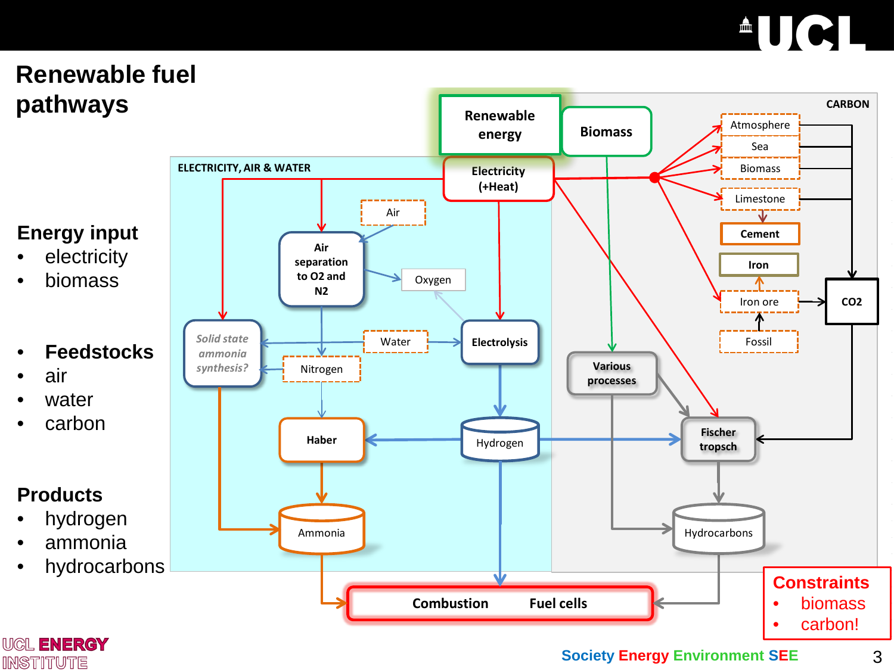# Renewable fuel pathways

**Energy input**
- electricity
- biomass

- **Feedstocks**
- air
- water
- carbon

**Products**
- hydrogen
- ammonia
- hydrocarbons

ELECTRICITY, AIR & WATER

CARBON

Renewable energy

Biomass

Electricity (+Heat)

Air

Air separation to O2 and N2

Oxygen

*Solid state ammonia synthesis?*

Water

Electrolysis

Nitrogen

Haber

Hydrogen

Ammonia

Atmosphere

Sea

Biomass

Limestone

Cement

Iron

Iron ore

Fossil

CO2

Various processes

Fischer tropsch

Hydrocarbons

Combustion Fuel cells

**Constraints**
- biomass
- carbon!

Society Energy Environment SEE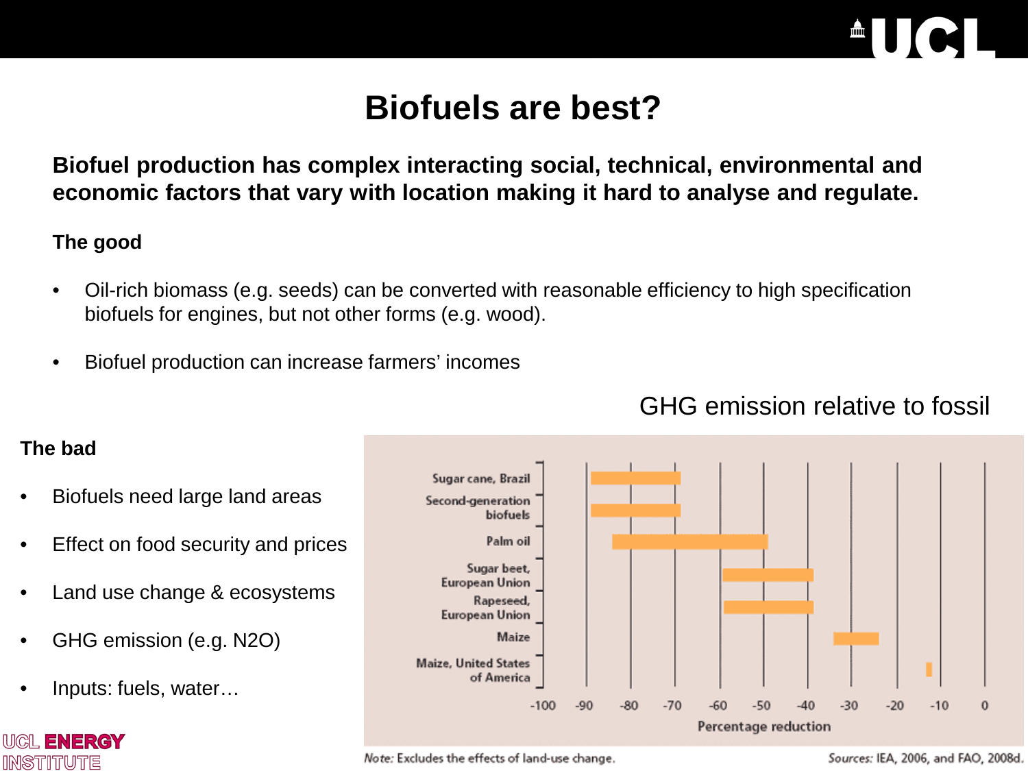# Biofuels are best?

**Biofuel production has complex interacting social, technical, environmental and economic factors that vary with location making it hard to analyse and regulate.**

**The good**

- Oil-rich biomass (e.g. seeds) can be converted with reasonable efficiency to high specification biofuels for engines, but not other forms (e.g. wood).
- Biofuel production can increase farmers' incomes

**The bad**

- Biofuels need large land areas
- Effect on food security and prices
- Land use change & ecosystems
- GHG emission (e.g. N2O)
- Inputs: fuels, water…

GHG emission relative to fossil

| Feedstock | Percentage reduction (approx. range) |
|---|---|
| Sugar cane, Brazil | -89 to -69 |
| Second-generation biofuels | -89 to -69 |
| Palm oil | -84 to -49 |
| Sugar beet, European Union | -59 to -39 |
| Rapeseed, European Union | -59 to -39 |
| Maize | -34 to -24 |
| Maize, United States of America | -13 to -12 |

*Note:* Excludes the effects of land-use change.

*Sources:* IEA, 2006, and FAO, 2008d.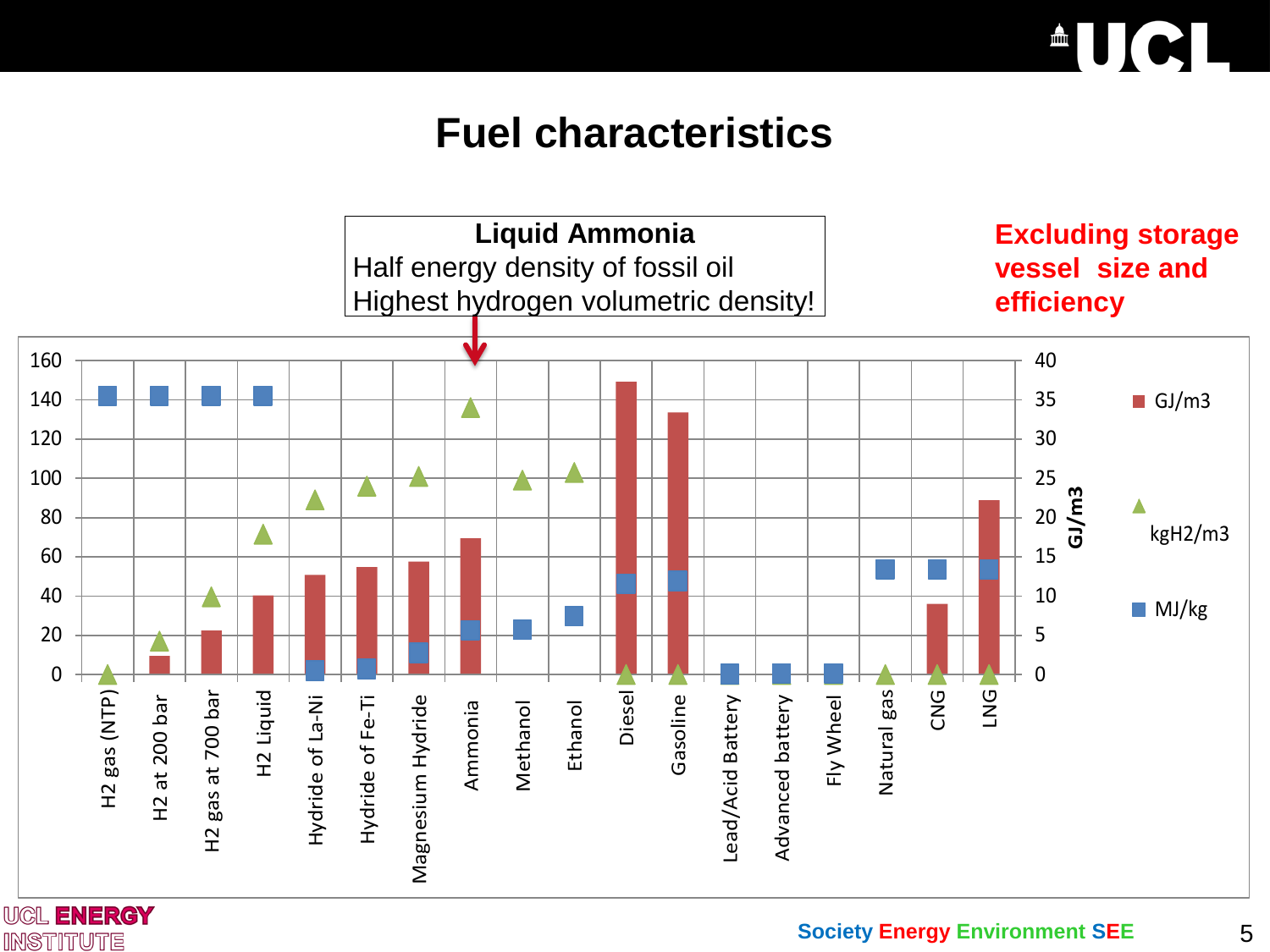# Fuel characteristics

**Liquid Ammonia**
Half energy density of fossil oil
Highest hydrogen volumetric density!

**Excluding storage vessel size and efficiency**

Left axis: 0, 20, 40, 60, 80, 100, 120, 140, 160

Right axis (GJ/m3): 0, 5, 10, 15, 20, 25, 30, 35, 40

Legend: GJ/m3; kgH2/m3; MJ/kg

Categories: H2 gas (NTP), H2 at 200 bar, H2 gas at 700 bar, H2 Liquid, Hydride of La-Ni, Hydride of Fe-Ti, Magnesium Hydride, Ammonia, Methanol, Ethanol, Diesel, Gasoline, Lead/Acid Battery, Advanced battery, Fly Wheel, Natural gas, CNG, LNG

Society Energy Environment SEE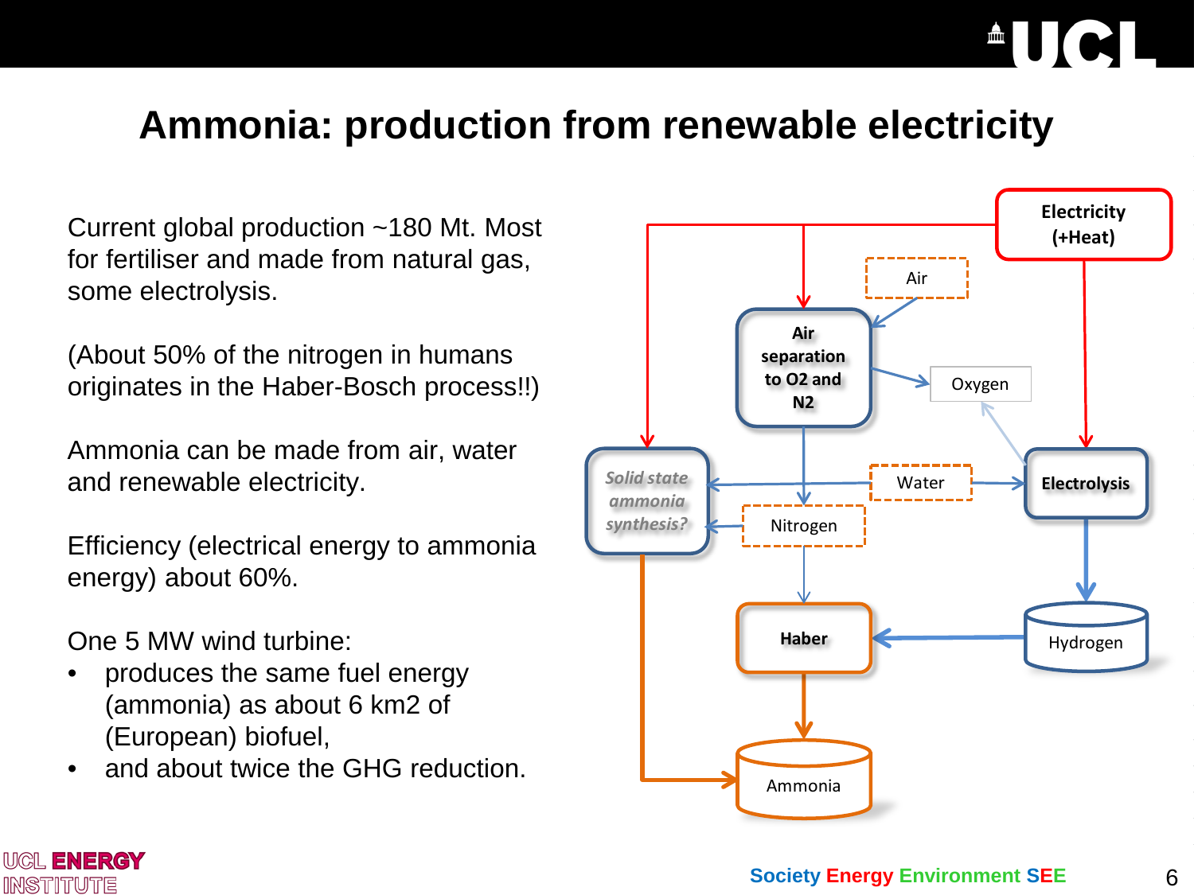# Ammonia: production from renewable electricity

Current global production ~180 Mt. Most for fertiliser and made from natural gas, some electrolysis.

(About 50% of the nitrogen in humans originates in the Haber-Bosch process!!)

Ammonia can be made from air, water and renewable electricity.

Efficiency (electrical energy to ammonia energy) about 60%.

One 5 MW wind turbine:

- produces the same fuel energy (ammonia) as about 6 km2 of (European) biofuel,
- and about twice the GHG reduction.

Electricity (+Heat)

Air

Air separation to O2 and N2

Oxygen

*Solid state ammonia synthesis?*

Water

Electrolysis

Nitrogen

Haber

Hydrogen

Ammonia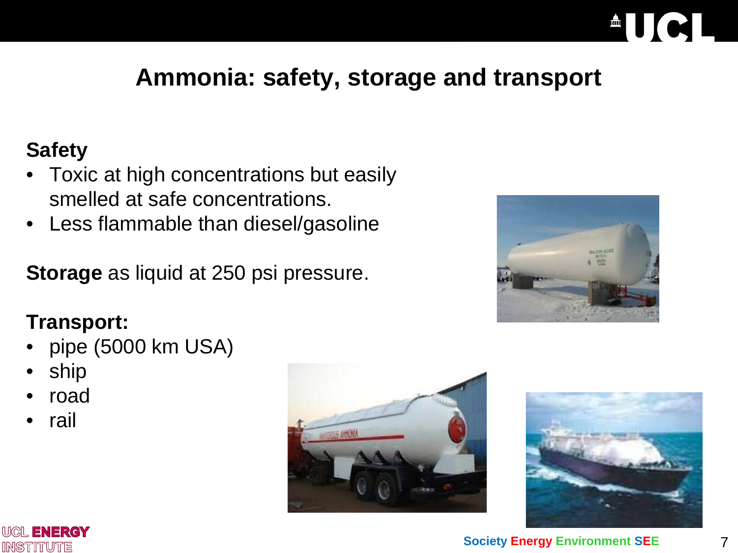# Ammonia: safety, storage and transport

**Safety**

- Toxic at high concentrations but easily smelled at safe concentrations.
- Less flammable than diesel/gasoline

**Storage** as liquid at 250 psi pressure.

**Transport:**

- pipe (5000 km USA)
- ship
- road
- rail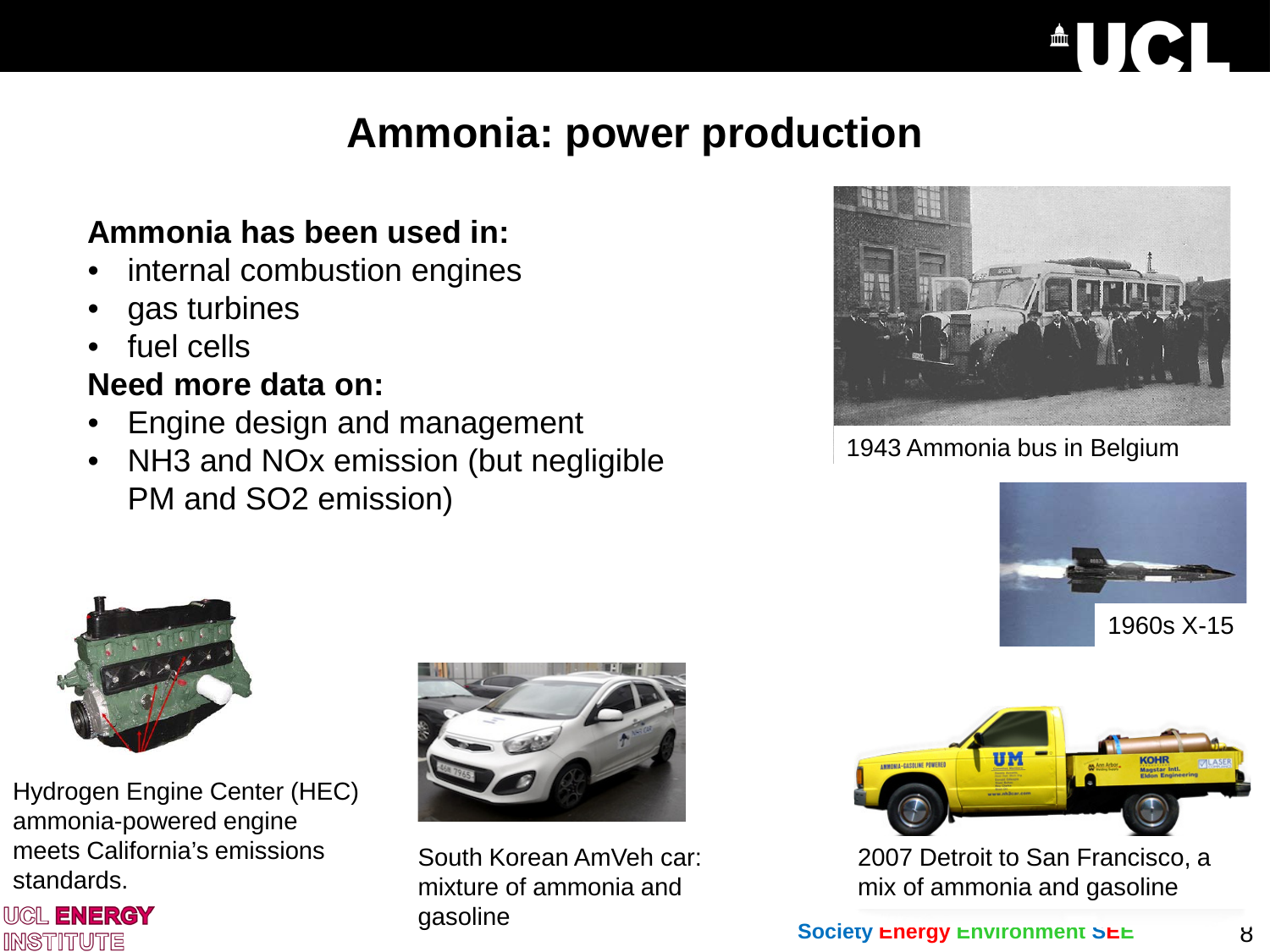# Ammonia: power production

**Ammonia has been used in:**

- internal combustion engines
- gas turbines
- fuel cells

**Need more data on:**

- Engine design and management
- $NH_3$ and $NO_x$ emission (but negligible PM and $SO_2$ emission)

1943 Ammonia bus in Belgium

1960s X-15

Hydrogen Engine Center (HEC) ammonia-powered engine meets California's emissions standards.

South Korean AmVeh car: mixture of ammonia and gasoline

2007 Detroit to San Francisco, a mix of ammonia and gasoline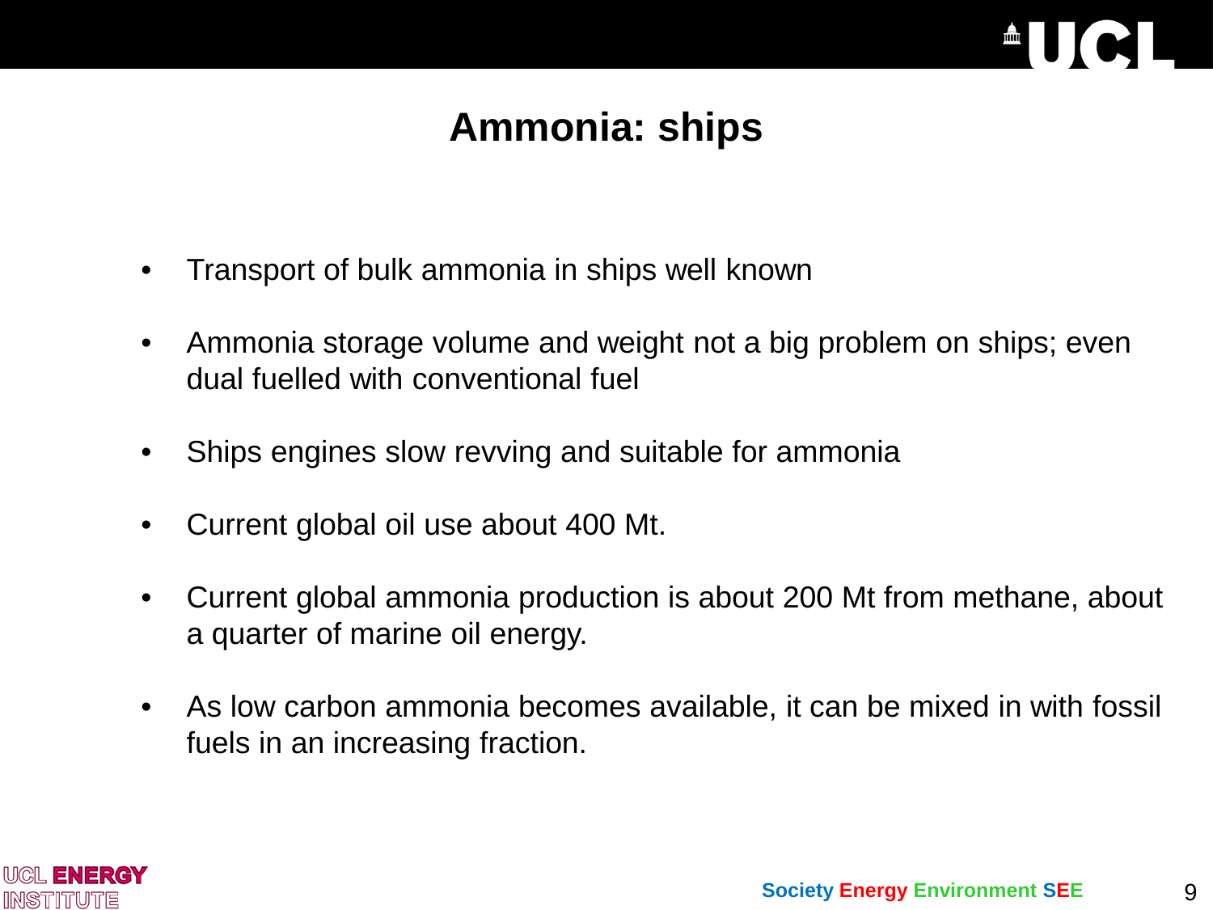# Ammonia: ships

- Transport of bulk ammonia in ships well known
- Ammonia storage volume and weight not a big problem on ships; even dual fuelled with conventional fuel
- Ships engines slow revving and suitable for ammonia
- Current global oil use about 400 Mt.
- Current global ammonia production is about 200 Mt from methane, about a quarter of marine oil energy.
- As low carbon ammonia becomes available, it can be mixed in with fossil fuels in an increasing fraction.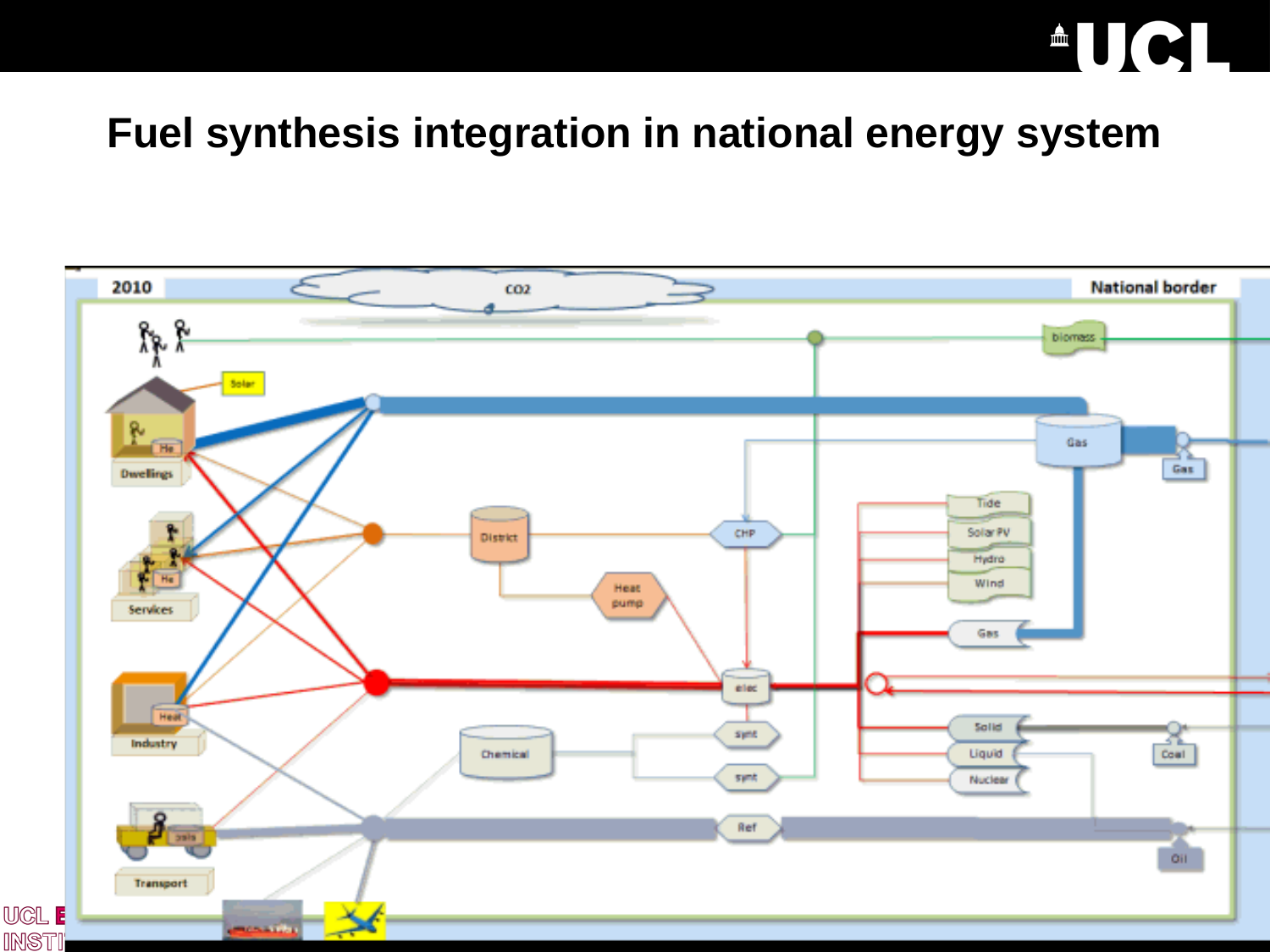# Fuel synthesis integration in national energy system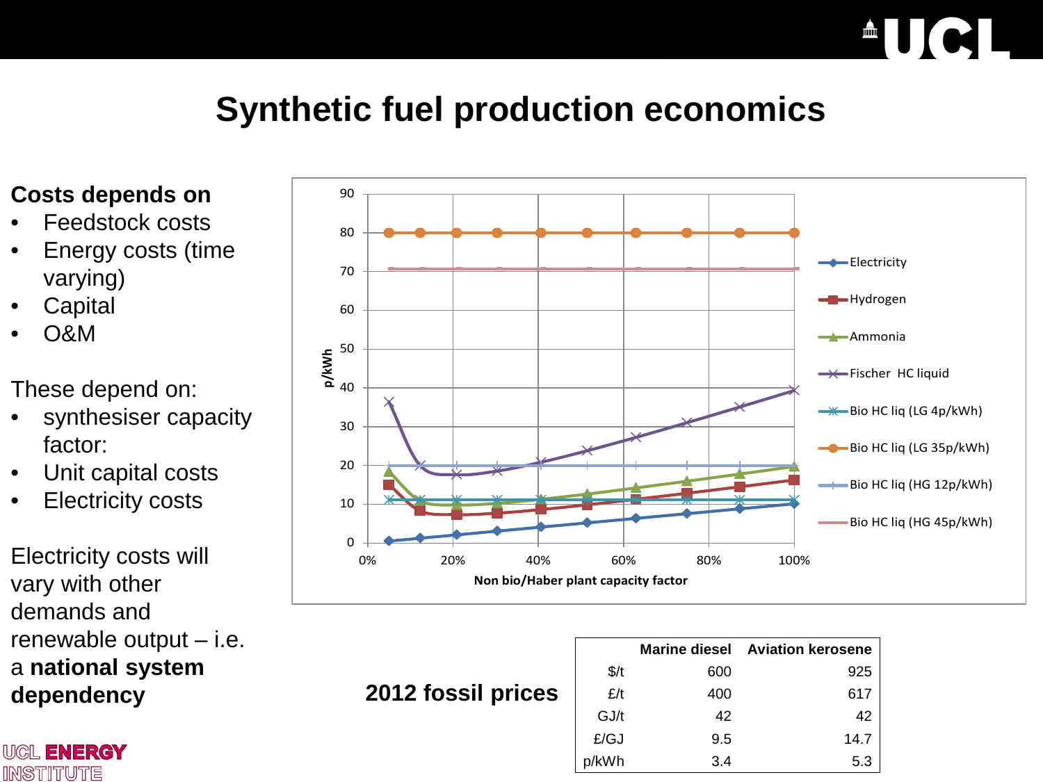# Synthetic fuel production economics

**Costs depends on**

- Feedstock costs
- Energy costs (time varying)
- Capital
- O&M

These depend on:

- synthesiser capacity factor:
- Unit capital costs
- Electricity costs

Electricity costs will vary with other demands and renewable output – i.e. a **national system dependency**

**2012 fossil prices**

| | Marine diesel | Aviation kerosene |
|---|---|---|
| $/t | 600 | 925 |
| £/t | 400 | 617 |
| GJ/t | 42 | 42 |
| £/GJ | 9.5 | 14.7 |
| p/kWh | 3.4 | 5.3 |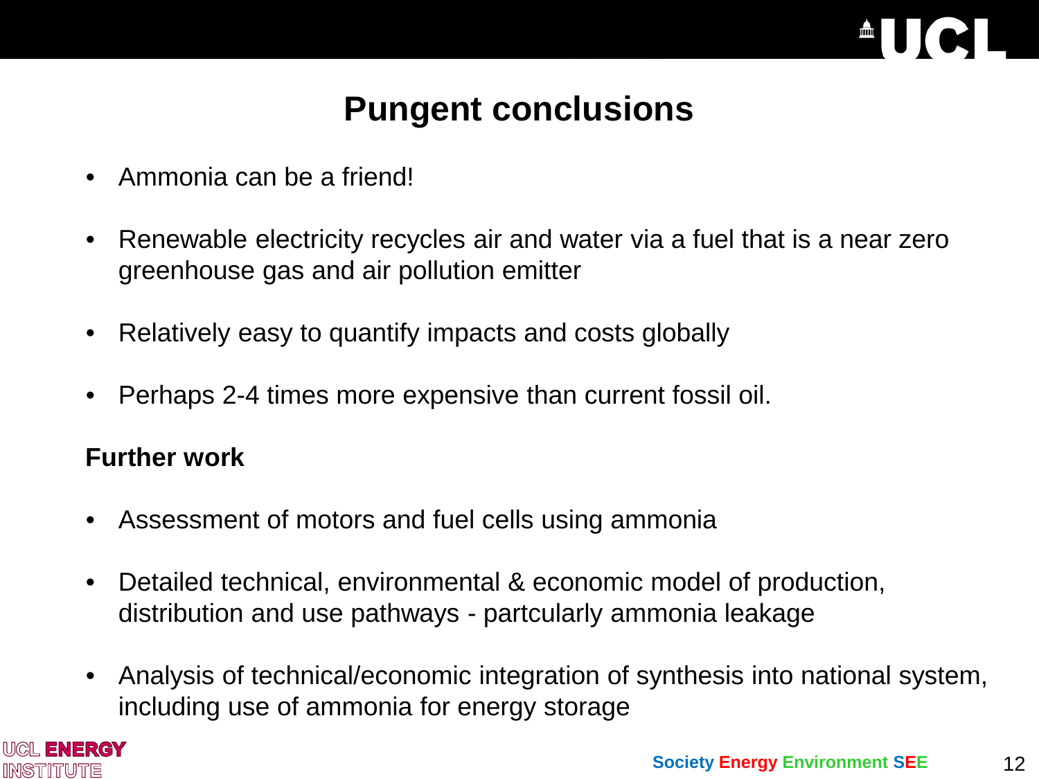# Pungent conclusions

- Ammonia can be a friend!
- Renewable electricity recycles air and water via a fuel that is a near zero greenhouse gas and air pollution emitter
- Relatively easy to quantify impacts and costs globally
- Perhaps 2-4 times more expensive than current fossil oil.

**Further work**

- Assessment of motors and fuel cells using ammonia
- Detailed technical, environmental & economic model of production, distribution and use pathways - partcularly ammonia leakage
- Analysis of technical/economic integration of synthesis into national system, including use of ammonia for energy storage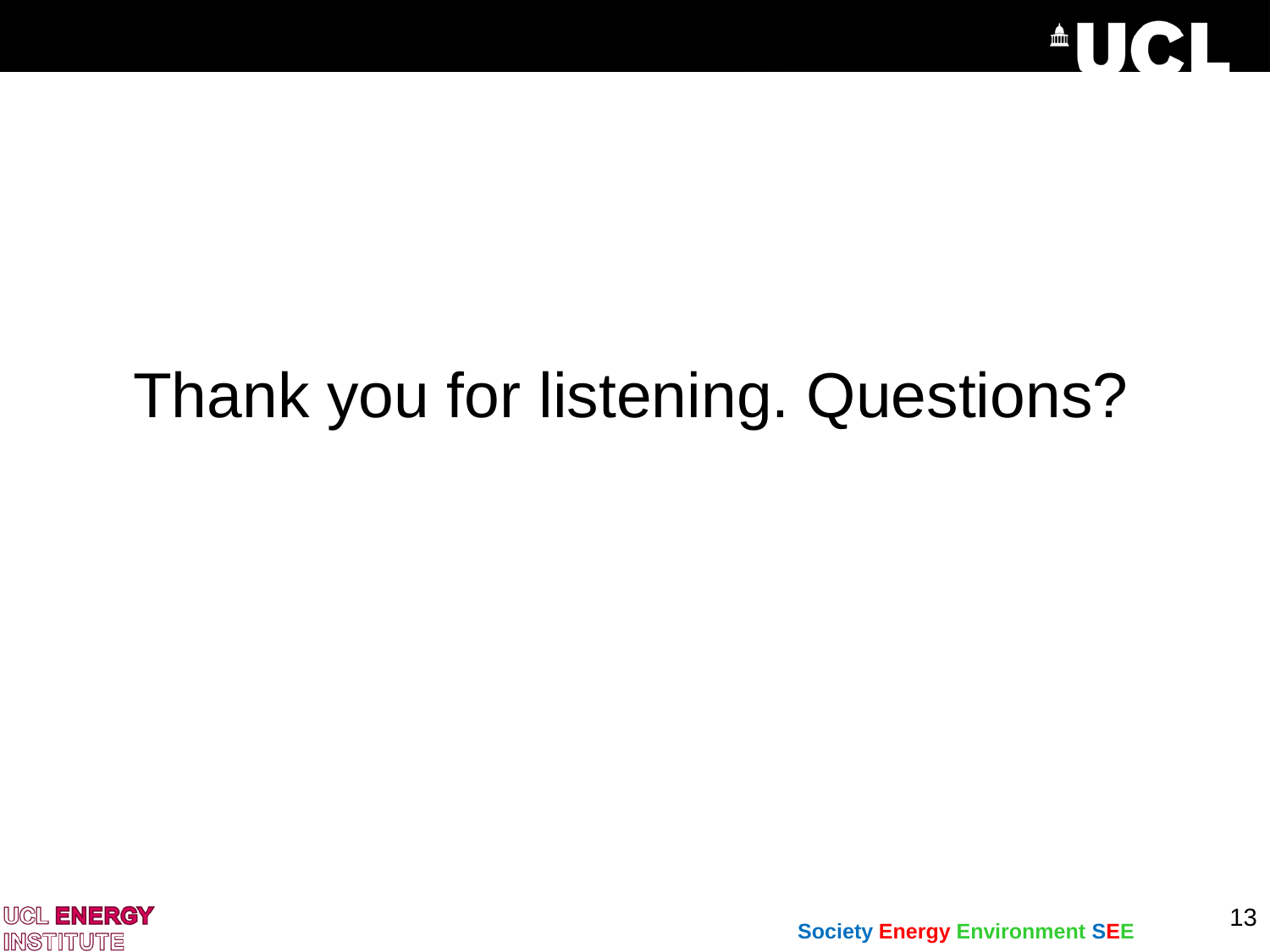Thank you for listening. Questions?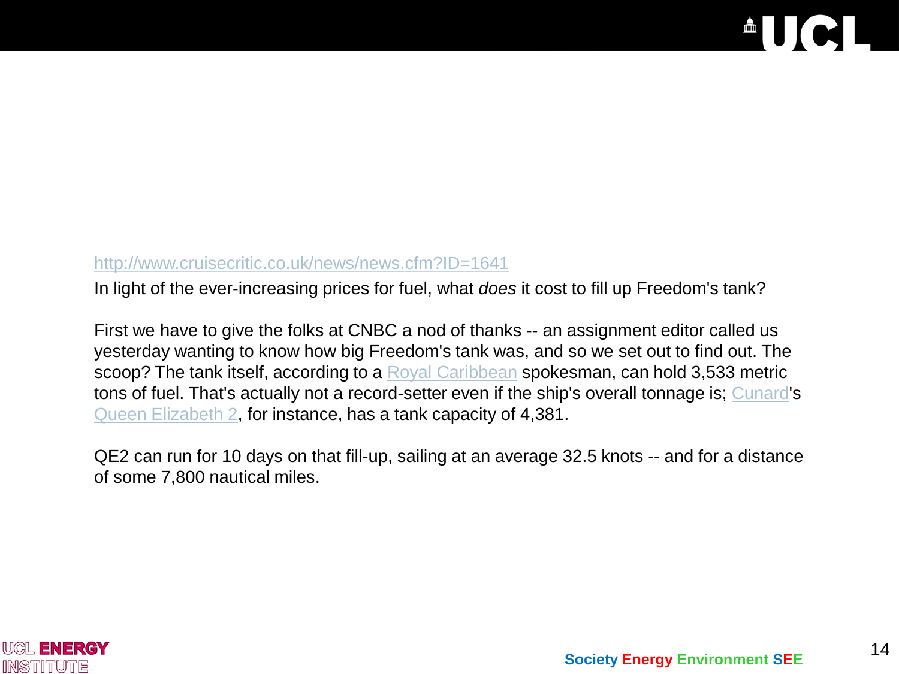http://www.cruisecritic.co.uk/news/news.cfm?ID=1641

In light of the ever-increasing prices for fuel, what *does* it cost to fill up Freedom's tank?

First we have to give the folks at CNBC a nod of thanks -- an assignment editor called us yesterday wanting to know how big Freedom's tank was, and so we set out to find out. The scoop? The tank itself, according to a Royal Caribbean spokesman, can hold 3,533 metric tons of fuel. That's actually not a record-setter even if the ship's overall tonnage is; Cunard's Queen Elizabeth 2, for instance, has a tank capacity of 4,381.

QE2 can run for 10 days on that fill-up, sailing at an average 32.5 knots -- and for a distance of some 7,800 nautical miles.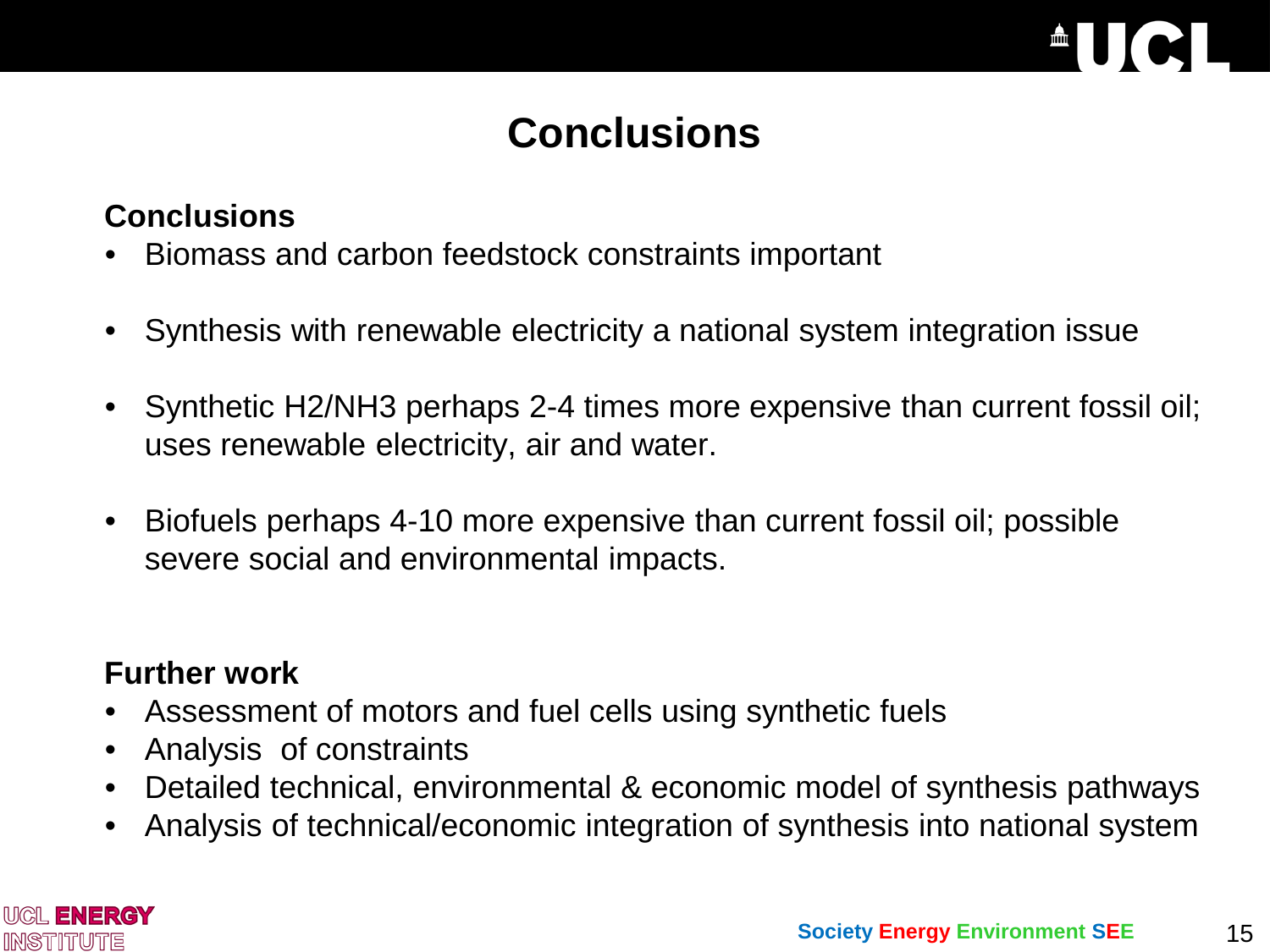# Conclusions

**Conclusions**

- Biomass and carbon feedstock constraints important
- Synthesis with renewable electricity a national system integration issue
- Synthetic $H_2$/$NH_3$ perhaps 2-4 times more expensive than current fossil oil; uses renewable electricity, air and water.
- Biofuels perhaps 4-10 more expensive than current fossil oil; possible severe social and environmental impacts.

**Further work**

- Assessment of motors and fuel cells using synthetic fuels
- Analysis of constraints
- Detailed technical, environmental & economic model of synthesis pathways
- Analysis of technical/economic integration of synthesis into national system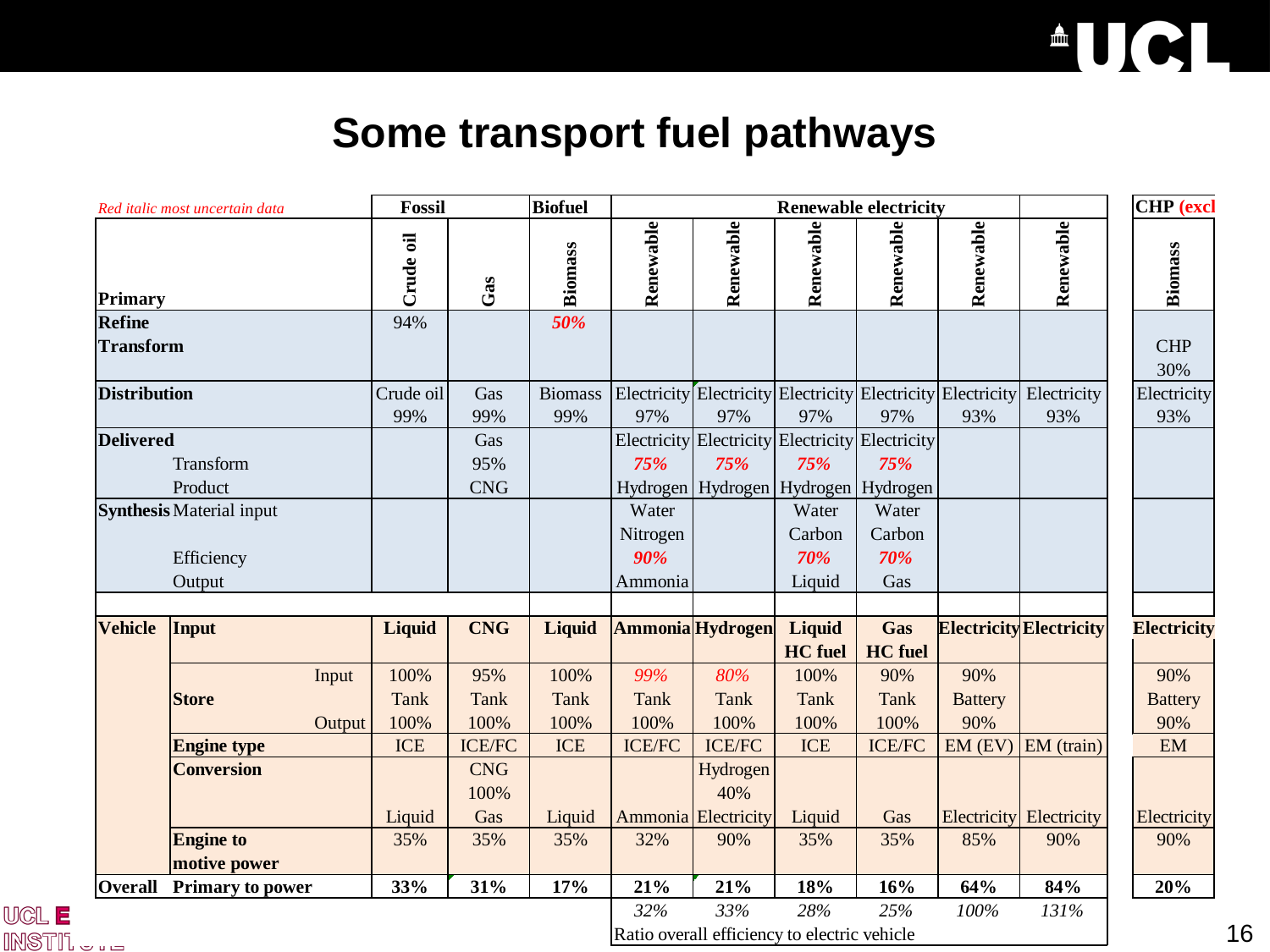# Some transport fuel pathways

*Red italic most uncertain data*

| | | Fossil | | Biofuel | Renewable electricity | | | | | | CHP (excl |
|---|---|---|---|---|---|---|---|---|---|---|---|
| **Primary** | | Crude oil | Gas | Biomass | Renewable | Renewable | Renewable | Renewable | Renewable | Renewable | Biomass |
| **Refine** | | 94% | | *50%* | | | | | | | |
| **Transform** | | | | | | | | | | | CHP 30% |
| **Distribution** | | Crude oil 99% | Gas 99% | Biomass 99% | Electricity 97% | Electricity 97% | Electricity 97% | Electricity 97% | Electricity 93% | Electricity 93% | Electricity 93% |
| **Delivered** | | | Gas | | Electricity | Electricity | Electricity | Electricity | | | |
| | Transform | | 95% | | *75%* | *75%* | *75%* | *75%* | | | |
| | Product | | CNG | | Hydrogen | Hydrogen | Hydrogen | Hydrogen | | | |
| **Synthesis** | Material input | | | | Water Nitrogen | | Water Carbon | Water Carbon | | | |
| | Efficiency | | | | *90%* | | *70%* | *70%* | | | |
| | Output | | | | Ammonia | | Liquid | Gas | | | |
| **Vehicle** | **Input** | **Liquid** | **CNG** | **Liquid** | **Ammonia** | **Hydrogen** | **Liquid HC fuel** | **Gas HC fuel** | **Electricity** | **Electricity** | **Electricity** |
| | Store: Input | 100% | 95% | 100% | *99%* | *80%* | 100% | 90% | 90% | | 90% |
| | **Store** | Tank | Tank | Tank | Tank | Tank | Tank | Tank | Battery | | Battery |
| | Store: Output | 100% | 100% | 100% | 100% | 100% | 100% | 100% | 90% | | 90% |
| | **Engine type** | ICE | ICE/FC | ICE | ICE/FC | ICE/FC | ICE | ICE/FC | EM (EV) | EM (train) | EM |
| | **Conversion** | Liquid | CNG 100% Gas | Liquid | Ammonia | Hydrogen 40% Electricity | Liquid | Gas | Electricity | Electricity | Electricity |
| | **Engine to motive power** | 35% | 35% | 35% | 32% | 90% | 35% | 35% | 85% | 90% | 90% |
| **Overall** | **Primary to power** | **33%** | **31%** | **17%** | **21%** | **21%** | **18%** | **16%** | **64%** | **84%** | **20%** |
| | Ratio overall efficiency to electric vehicle | | | | *32%* | *33%* | *28%* | *25%* | *100%* | *131%* | |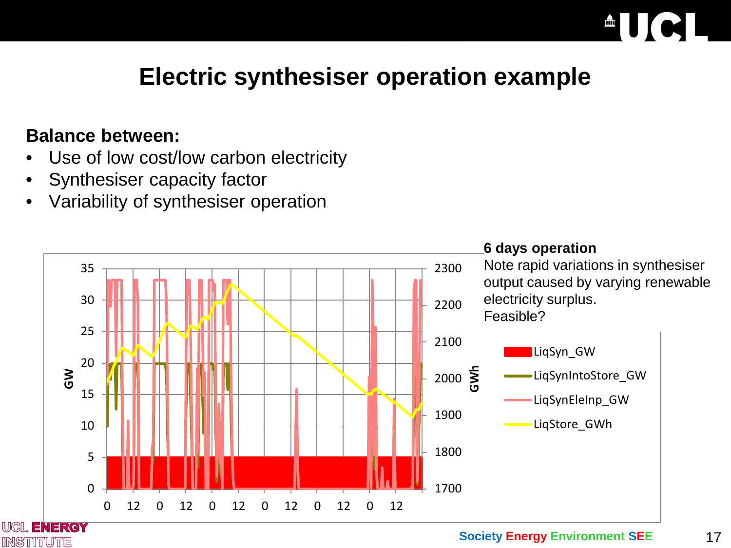# Electric synthesiser operation example

**Balance between:**

- Use of low cost/low carbon electricity
- Synthesiser capacity factor
- Variability of synthesiser operation

**6 days operation**

Note rapid variations in synthesiser output caused by varying renewable electricity surplus.

Feasible?

LiqSyn_GW

LiqSynIntoStore_GW

LiqSynEleInp_GW

LiqStore_GWh

GW

GWh

Society Energy Environment SEE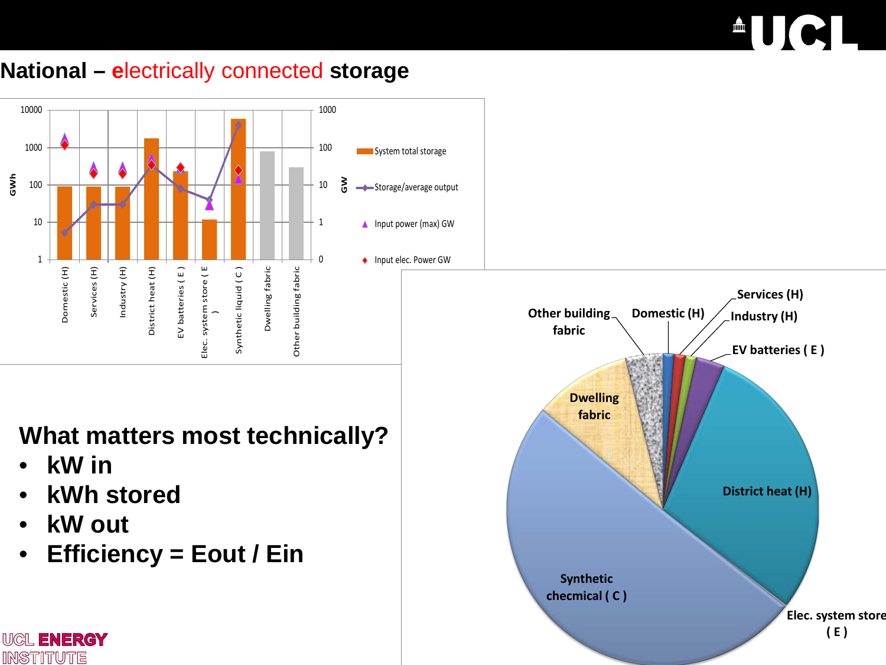# National – electrically connected storage

## What matters most technically?

- kW in
- kWh stored
- kW out
- Efficiency = Eout / Ein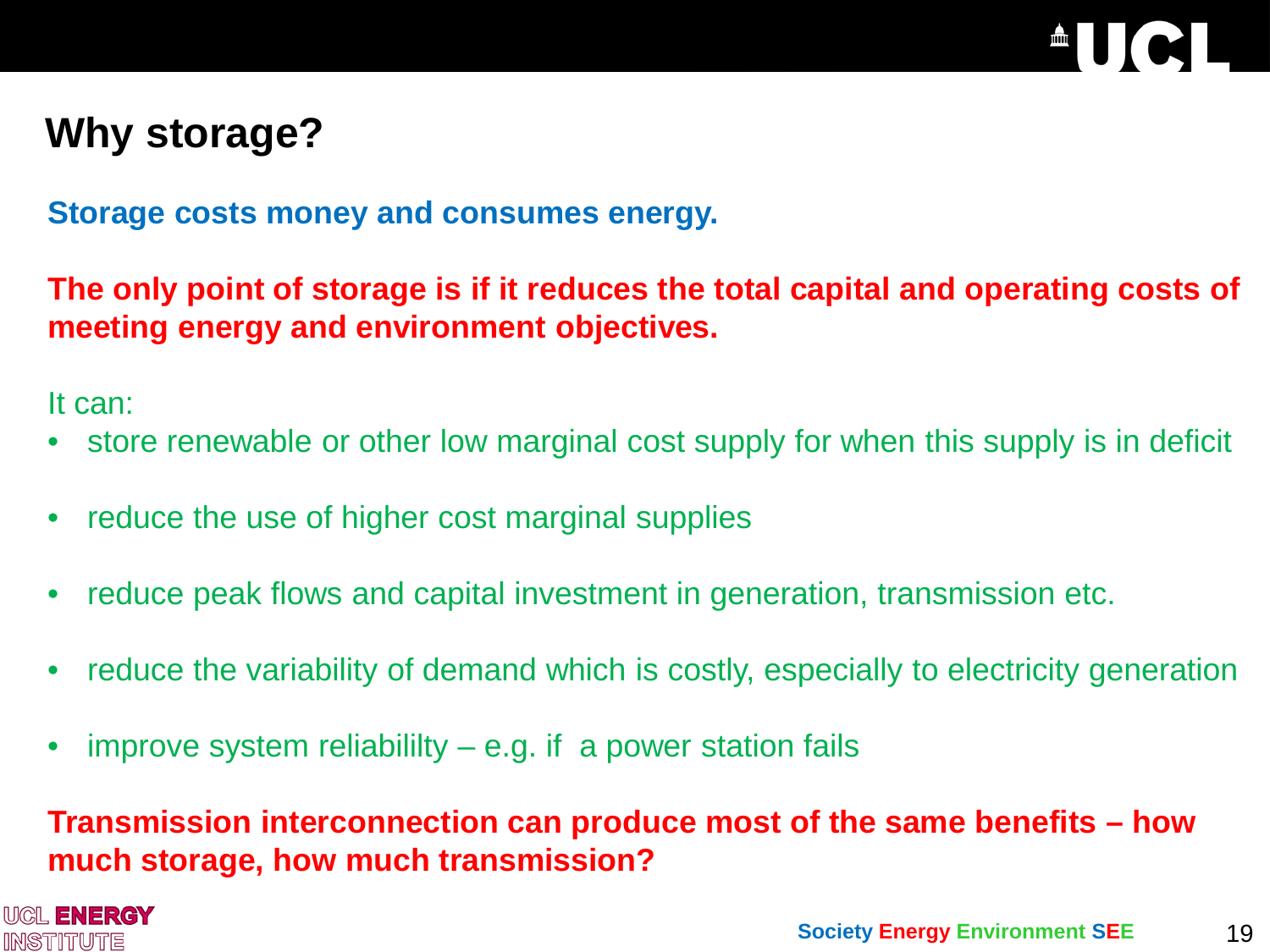# Why storage?

**Storage costs money and consumes energy.**

**The only point of storage is if it reduces the total capital and operating costs of meeting energy and environment objectives.**

It can:

- store renewable or other low marginal cost supply for when this supply is in deficit
- reduce the use of higher cost marginal supplies
- reduce peak flows and capital investment in generation, transmission etc.
- reduce the variability of demand which is costly, especially to electricity generation
- improve system reliabililty – e.g. if a power station fails

**Transmission interconnection can produce most of the same benefits – how much storage, how much transmission?**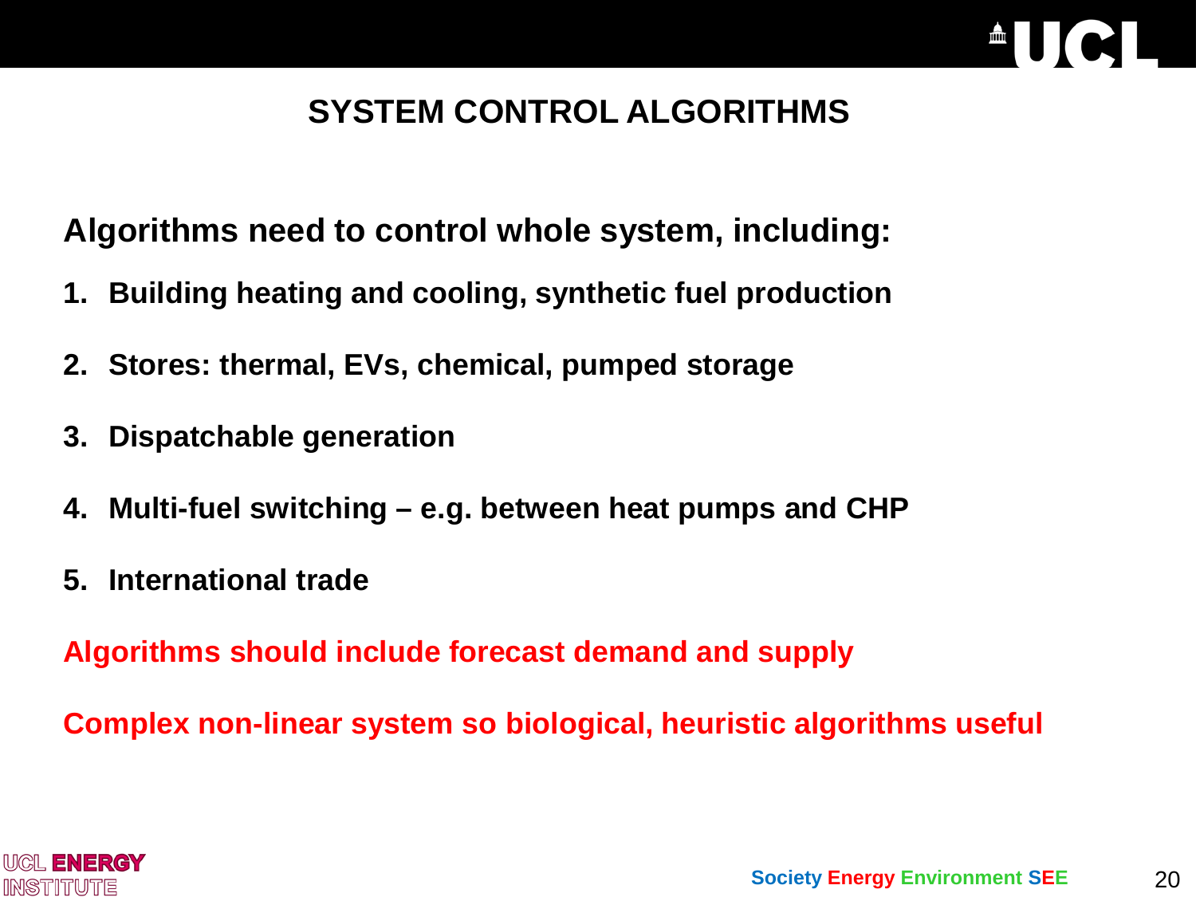# SYSTEM CONTROL ALGORITHMS

**Algorithms need to control whole system, including:**

1. **Building heating and cooling, synthetic fuel production**
2. **Stores: thermal, EVs, chemical, pumped storage**
3. **Dispatchable generation**
4. **Multi-fuel switching – e.g. between heat pumps and CHP**
5. **International trade**

**Algorithms should include forecast demand and supply**

**Complex non-linear system so biological, heuristic algorithms useful**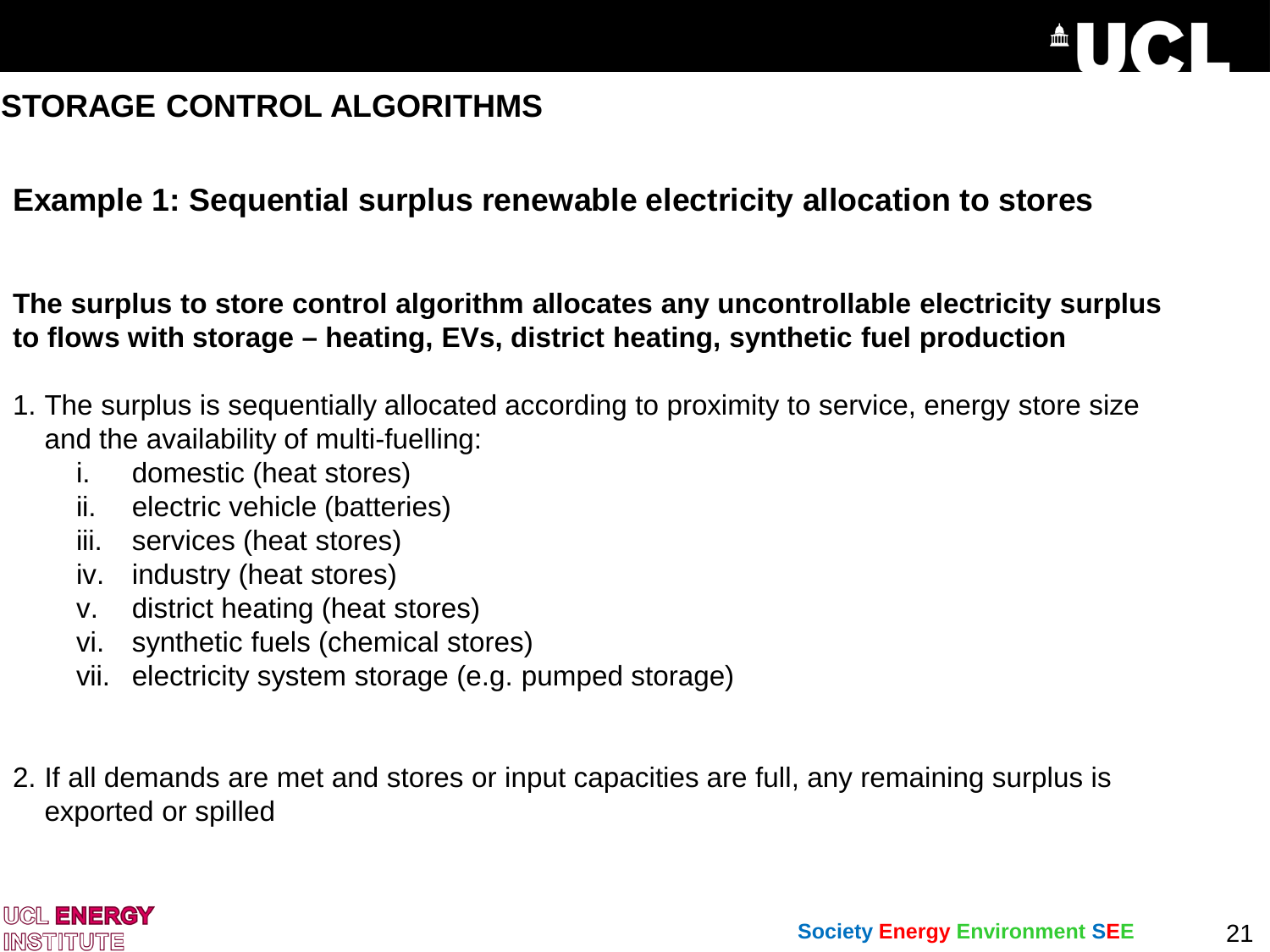## STORAGE CONTROL ALGORITHMS

### Example 1: Sequential surplus renewable electricity allocation to stores

**The surplus to store control algorithm allocates any uncontrollable electricity surplus to flows with storage – heating, EVs, district heating, synthetic fuel production**

1. The surplus is sequentially allocated according to proximity to service, energy store size and the availability of multi-fuelling:
   i. domestic (heat stores)
   ii. electric vehicle (batteries)
   iii. services (heat stores)
   iv. industry (heat stores)
   v. district heating (heat stores)
   vi. synthetic fuels (chemical stores)
   vii. electricity system storage (e.g. pumped storage)

2. If all demands are met and stores or input capacities are full, any remaining surplus is exported or spilled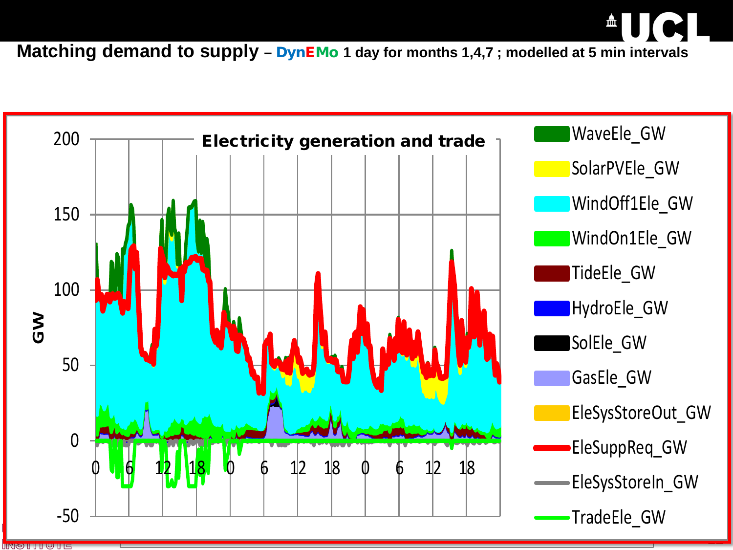# Matching demand to supply – DynEMo 1 day for months 1,4,7 ; modelled at 5 min intervals

**Electricity generation and trade**

GW

200
150
100
50
0
-50

0 6 12 18 0 6 12 18 0 6 12 18

- WaveEle_GW
- SolarPVEle_GW
- WindOff1Ele_GW
- WindOn1Ele_GW
- TideEle_GW
- HydroEle_GW
- SolEle_GW
- GasEle_GW
- EleSysStoreOut_GW
- EleSuppReq_GW
- EleSysStoreIn_GW
- TradeEle_GW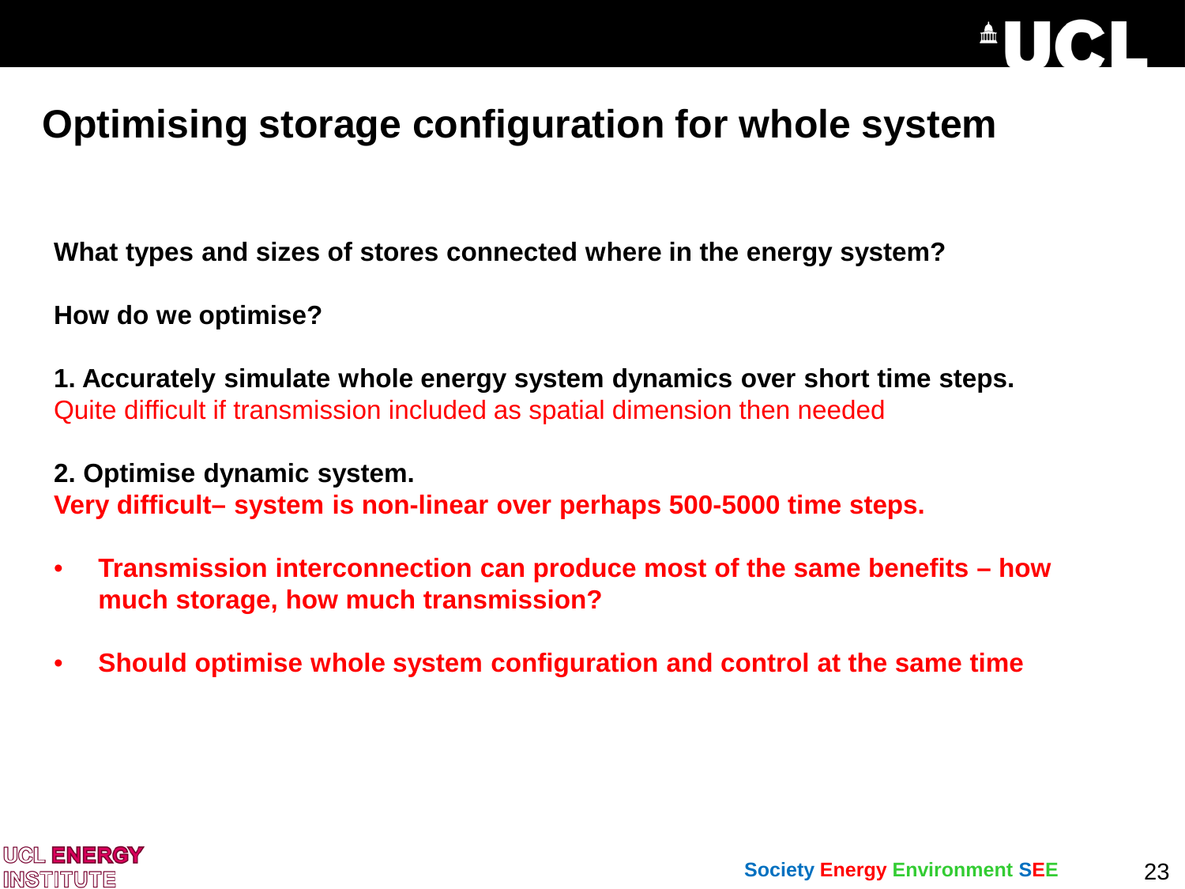# Optimising storage configuration for whole system

**What types and sizes of stores connected where in the energy system?**

**How do we optimise?**

**1. Accurately simulate whole energy system dynamics over short time steps.**
Quite difficult if transmission included as spatial dimension then needed

**2. Optimise dynamic system.**
**Very difficult– system is non-linear over perhaps 500-5000 time steps.**

- **Transmission interconnection can produce most of the same benefits – how much storage, how much transmission?**
- **Should optimise whole system configuration and control at the same time**